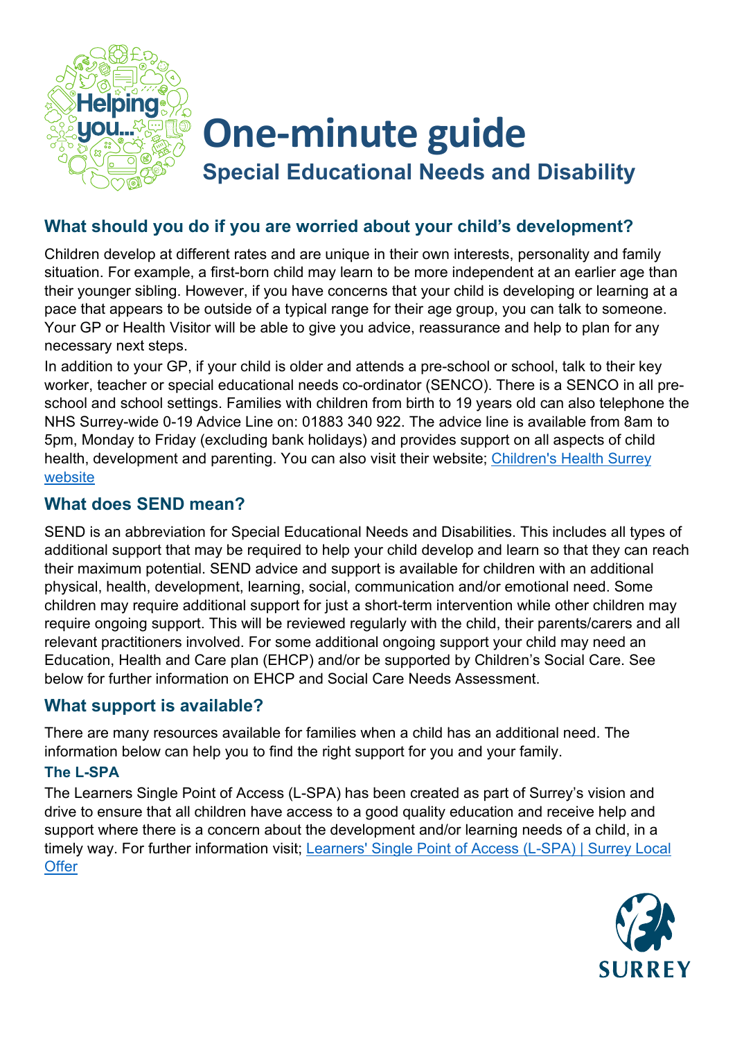# One-minute guide

## Special Educational Needs and Disability

### What should you do if you are worried about your child's development?

Children develop at different rates and are unique in their own interests, personality and family situation. For example, a first-born child may learn to be more independent at an earlier age than their younger sibling. However, if you have concerns that your child is developing or learning at a pace that appears to be outside of a typical range for their age group, you can talk to someone. Your GP or Health Visitor will be able to give you advice, reassurance and help to plan for any necessary next steps.

In addition to your GP, if your child is older and attends a pre-school or school, talk to their key worker, teacher or special educational needs co-ordinator (SENCO). There is a SENCO in all pre-school and school settings. Families with children from birth to 19 years old can also telephone the NHS Surrey-wide 0-19 Advice Line on: 01883 340 922. The advice line is available from 8am to 5pm, Monday to Friday (excluding bank holidays) and provides support on all aspects of child health, development and parenting. You can also visit their website; [Children's Health Surrey website]

### What does SEND mean?

SEND is an abbreviation for Special Educational Needs and Disabilities. This includes all types of additional support that may be required to help your child develop and learn so that they can reach their maximum potential. SEND advice and support is available for children with an additional physical, health, development, learning, social, communication and/or emotional need. Some children may require additional support for just a short-term intervention while other children may require ongoing support. This will be reviewed regularly with the child, their parents/carers and all relevant practitioners involved. For some additional ongoing support your child may need an Education, Health and Care plan (EHCP) and/or be supported by Children's Social Care. See below for further information on EHCP and Social Care Needs Assessment.

### What support is available?

There are many resources available for families when a child has an additional need. The information below can help you to find the right support for you and your family.

#### The L-SPA

The Learners Single Point of Access (L-SPA) has been created as part of Surrey's vision and drive to ensure that all children have access to a good quality education and receive help and support where there is a concern about the development and/or learning needs of a child, in a timely way. For further information visit; [Learners' Single Point of Access (L-SPA) | Surrey Local Offer]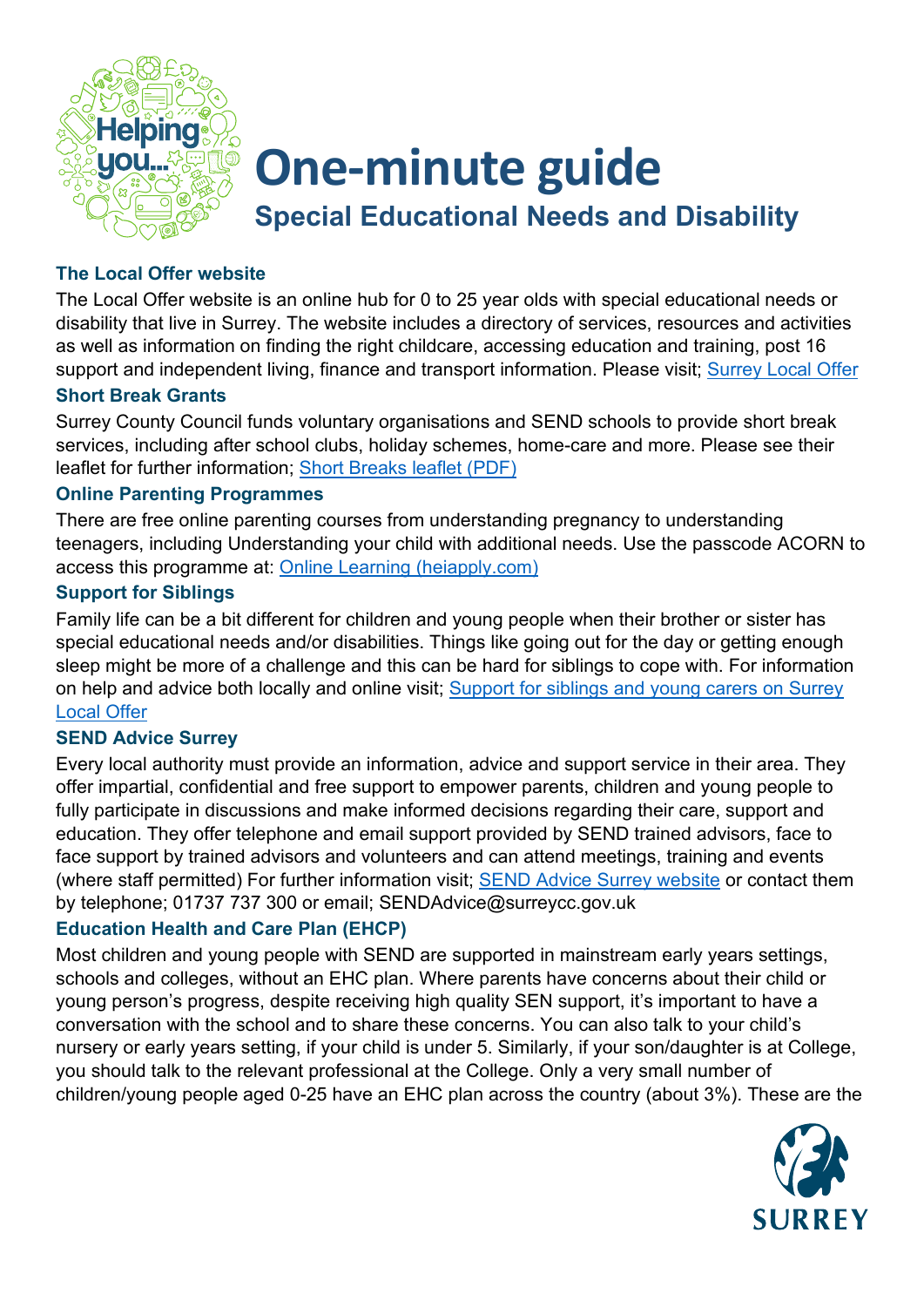# One-minute guide

## Special Educational Needs and Disability

### The Local Offer website

The Local Offer website is an online hub for 0 to 25 year olds with special educational needs or disability that live in Surrey. The website includes a directory of services, resources and activities as well as information on finding the right childcare, accessing education and training, post 16 support and independent living, finance and transport information. Please visit; Surrey Local Offer

### Short Break Grants

Surrey County Council funds voluntary organisations and SEND schools to provide short break services, including after school clubs, holiday schemes, home-care and more. Please see their leaflet for further information; Short Breaks leaflet (PDF)

### Online Parenting Programmes

There are free online parenting courses from understanding pregnancy to understanding teenagers, including Understanding your child with additional needs. Use the passcode ACORN to access this programme at: Online Learning (heiapply.com)

### Support for Siblings

Family life can be a bit different for children and young people when their brother or sister has special educational needs and/or disabilities. Things like going out for the day or getting enough sleep might be more of a challenge and this can be hard for siblings to cope with. For information on help and advice both locally and online visit; Support for siblings and young carers on Surrey Local Offer

### SEND Advice Surrey

Every local authority must provide an information, advice and support service in their area. They offer impartial, confidential and free support to empower parents, children and young people to fully participate in discussions and make informed decisions regarding their care, support and education. They offer telephone and email support provided by SEND trained advisors, face to face support by trained advisors and volunteers and can attend meetings, training and events (where staff permitted) For further information visit; SEND Advice Surrey website or contact them by telephone; 01737 737 300 or email; SENDAdvice@surreycc.gov.uk

### Education Health and Care Plan (EHCP)

Most children and young people with SEND are supported in mainstream early years settings, schools and colleges, without an EHC plan. Where parents have concerns about their child or young person's progress, despite receiving high quality SEN support, it's important to have a conversation with the school and to share these concerns. You can also talk to your child's nursery or early years setting, if your child is under 5. Similarly, if your son/daughter is at College, you should talk to the relevant professional at the College. Only a very small number of children/young people aged 0-25 have an EHC plan across the country (about 3%). These are the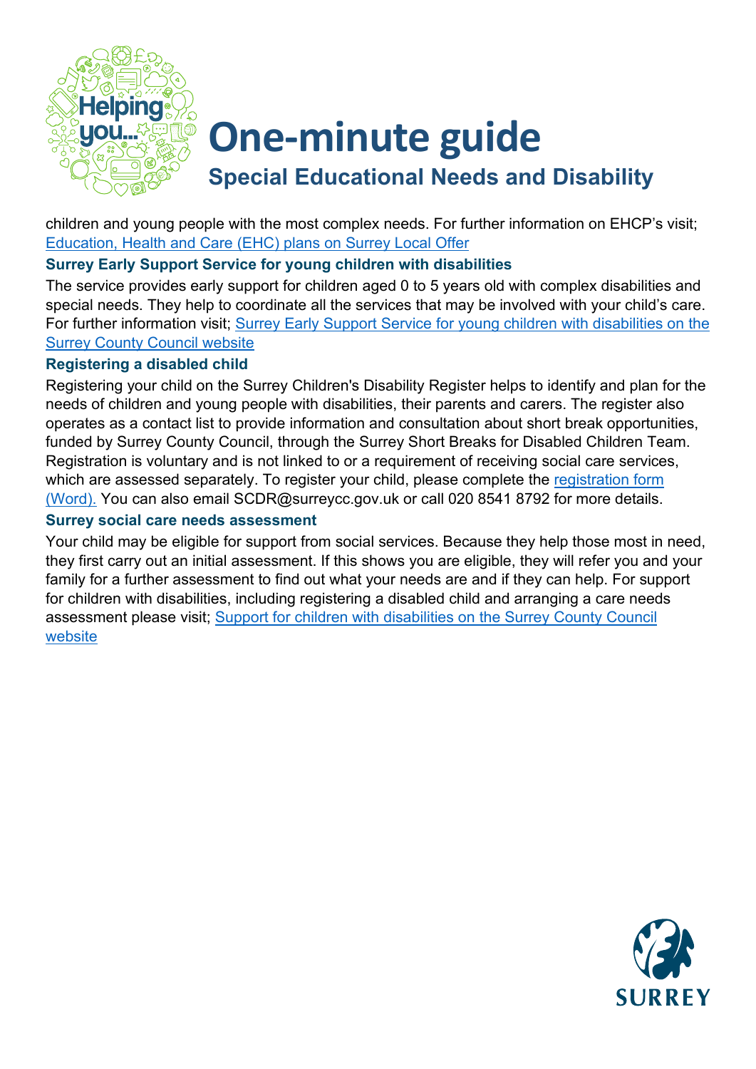children and young people with the most complex needs. For further information on EHCP's visit; [Education, Health and Care (EHC) plans on Surrey Local Offer]

### Surrey Early Support Service for young children with disabilities

The service provides early support for children aged 0 to 5 years old with complex disabilities and special needs. They help to coordinate all the services that may be involved with your child's care. For further information visit; [Surrey Early Support Service for young children with disabilities on the Surrey County Council website]

### Registering a disabled child

Registering your child on the Surrey Children's Disability Register helps to identify and plan for the needs of children and young people with disabilities, their parents and carers. The register also operates as a contact list to provide information and consultation about short break opportunities, funded by Surrey County Council, through the Surrey Short Breaks for Disabled Children Team. Registration is voluntary and is not linked to or a requirement of receiving social care services, which are assessed separately. To register your child, please complete the [registration form (Word).] You can also email SCDR@surreycc.gov.uk or call 020 8541 8792 for more details.

### Surrey social care needs assessment

Your child may be eligible for support from social services. Because they help those most in need, they first carry out an initial assessment. If this shows you are eligible, they will refer you and your family for a further assessment to find out what your needs are and if they can help. For support for children with disabilities, including registering a disabled child and arranging a care needs assessment please visit; [Support for children with disabilities on the Surrey County Council website]